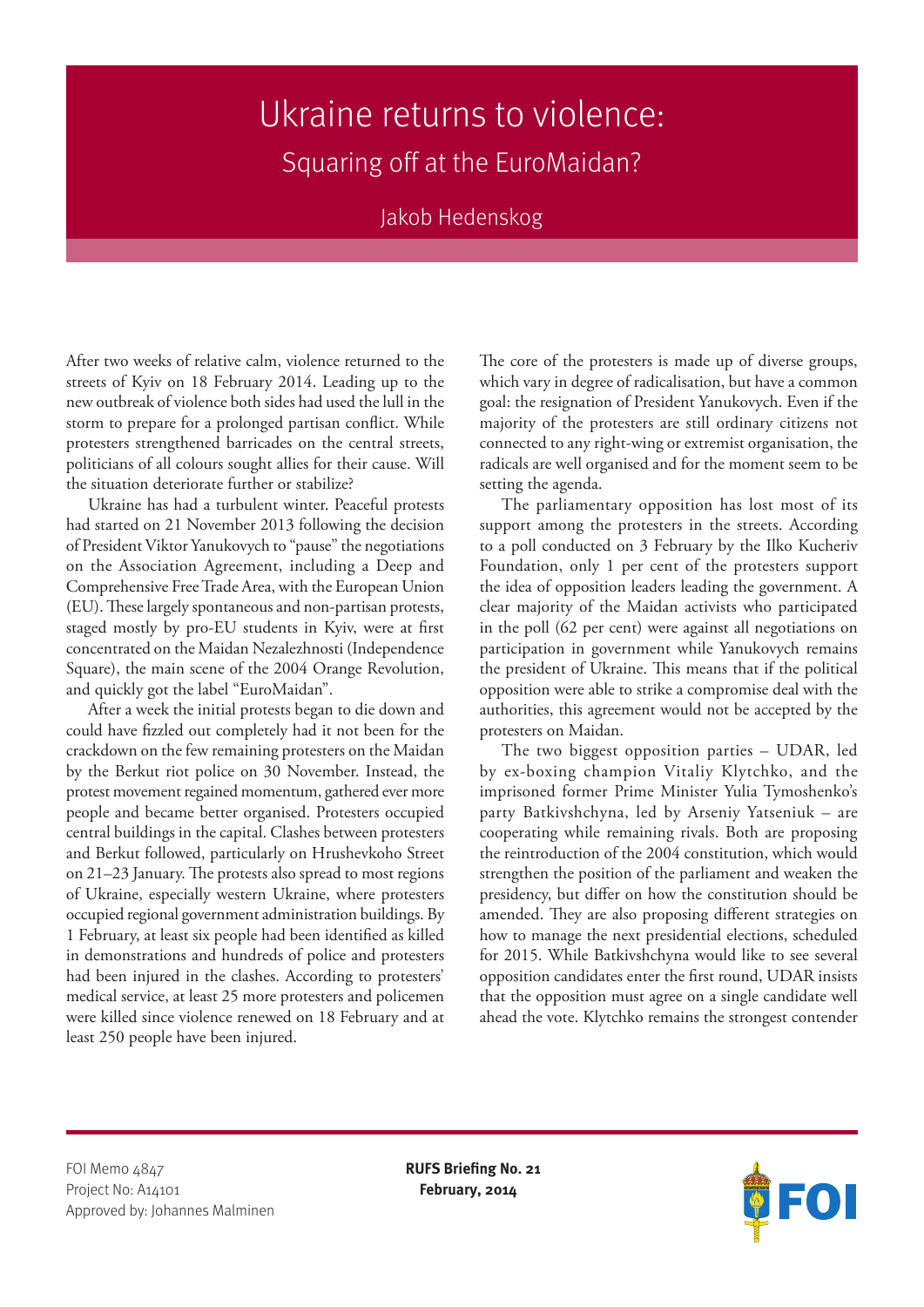# Ukraine returns to violence:

## Squaring off at the EuroMaidan?

Jakob Hedenskog

After two weeks of relative calm, violence returned to the streets of Kyiv on 18 February 2014. Leading up to the new outbreak of violence both sides had used the lull in the storm to prepare for a prolonged partisan conflict. While protesters strengthened barricades on the central streets, politicians of all colours sought allies for their cause. Will the situation deteriorate further or stabilize?

Ukraine has had a turbulent winter. Peaceful protests had started on 21 November 2013 following the decision of President Viktor Yanukovych to "pause" the negotiations on the Association Agreement, including a Deep and Comprehensive Free Trade Area, with the European Union (EU). These largely spontaneous and non-partisan protests, staged mostly by pro-EU students in Kyiv, were at first concentrated on the Maidan Nezalezhnosti (Independence Square), the main scene of the 2004 Orange Revolution, and quickly got the label "EuroMaidan".

After a week the initial protests began to die down and could have fizzled out completely had it not been for the crackdown on the few remaining protesters on the Maidan by the Berkut riot police on 30 November. Instead, the protest movement regained momentum, gathered ever more people and became better organised. Protesters occupied central buildings in the capital. Clashes between protesters and Berkut followed, particularly on Hrushevkoho Street on 21–23 January. The protests also spread to most regions of Ukraine, especially western Ukraine, where protesters occupied regional government administration buildings. By 1 February, at least six people had been identified as killed in demonstrations and hundreds of police and protesters had been injured in the clashes. According to protesters' medical service, at least 25 more protesters and policemen were killed since violence renewed on 18 February and at least 250 people have been injured.

The core of the protesters is made up of diverse groups, which vary in degree of radicalisation, but have a common goal: the resignation of President Yanukovych. Even if the majority of the protesters are still ordinary citizens not connected to any right-wing or extremist organisation, the radicals are well organised and for the moment seem to be setting the agenda.

The parliamentary opposition has lost most of its support among the protesters in the streets. According to a poll conducted on 3 February by the Ilko Kucheriv Foundation, only 1 per cent of the protesters support the idea of opposition leaders leading the government. A clear majority of the Maidan activists who participated in the poll (62 per cent) were against all negotiations on participation in government while Yanukovych remains the president of Ukraine. This means that if the political opposition were able to strike a compromise deal with the authorities, this agreement would not be accepted by the protesters on Maidan.

The two biggest opposition parties – UDAR, led by ex-boxing champion Vitaliy Klytchko, and the imprisoned former Prime Minister Yulia Tymoshenko's party Batkivshchyna, led by Arseniy Yatseniuk – are cooperating while remaining rivals. Both are proposing the reintroduction of the 2004 constitution, which would strengthen the position of the parliament and weaken the presidency, but differ on how the constitution should be amended. They are also proposing different strategies on how to manage the next presidential elections, scheduled for 2015. While Batkivshchyna would like to see several opposition candidates enter the first round, UDAR insists that the opposition must agree on a single candidate well ahead the vote. Klytchko remains the strongest contender

FOI Memo 4847
Project No: A14101
Approved by: Johannes Malminen

**RUFS Briefing No. 21**
**February, 2014**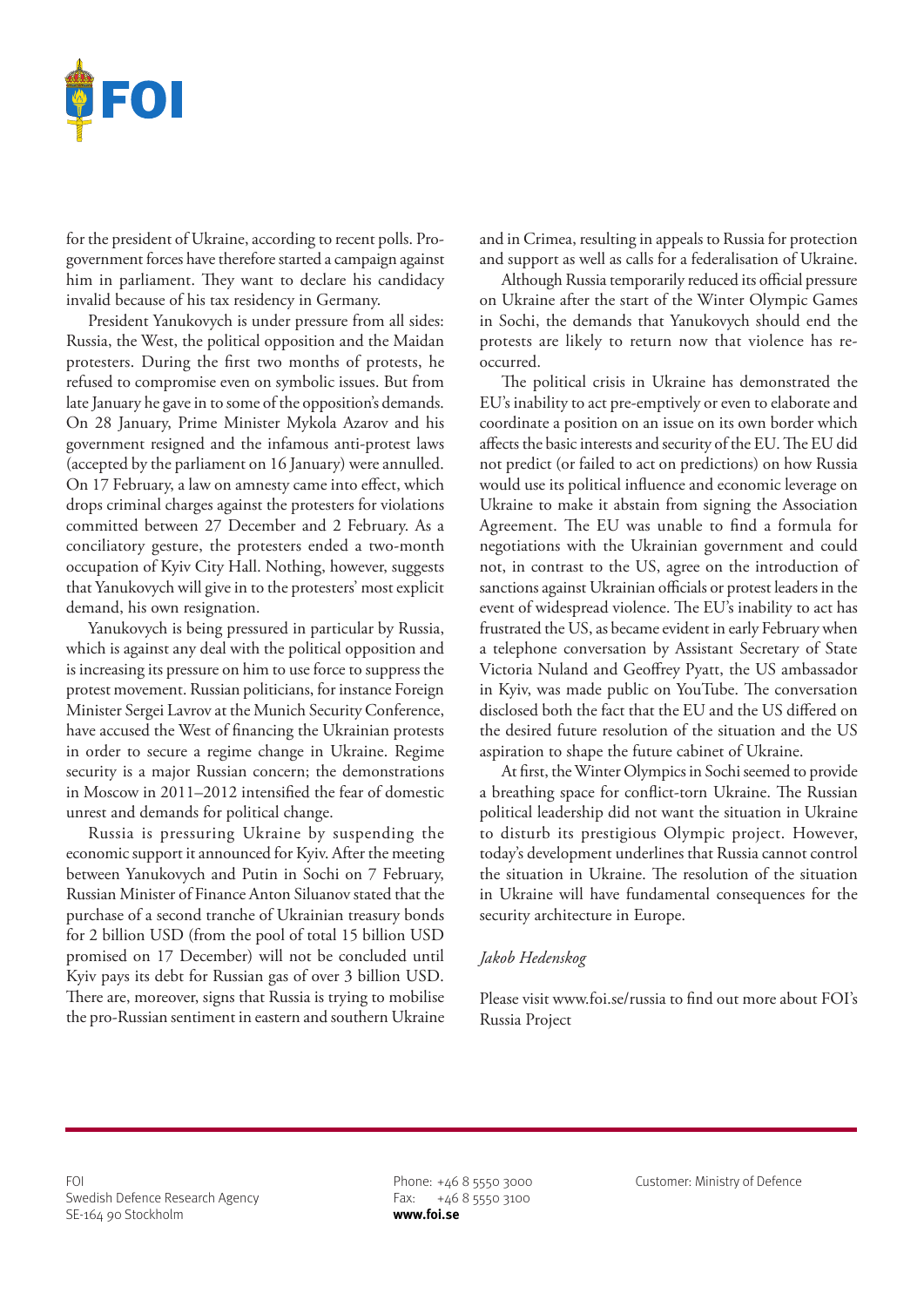for the president of Ukraine, according to recent polls. Pro-government forces have therefore started a campaign against him in parliament. They want to declare his candidacy invalid because of his tax residency in Germany.

President Yanukovych is under pressure from all sides: Russia, the West, the political opposition and the Maidan protesters. During the first two months of protests, he refused to compromise even on symbolic issues. But from late January he gave in to some of the opposition's demands. On 28 January, Prime Minister Mykola Azarov and his government resigned and the infamous anti-protest laws (accepted by the parliament on 16 January) were annulled. On 17 February, a law on amnesty came into effect, which drops criminal charges against the protesters for violations committed between 27 December and 2 February. As a conciliatory gesture, the protesters ended a two-month occupation of Kyiv City Hall. Nothing, however, suggests that Yanukovych will give in to the protesters' most explicit demand, his own resignation.

Yanukovych is being pressured in particular by Russia, which is against any deal with the political opposition and is increasing its pressure on him to use force to suppress the protest movement. Russian politicians, for instance Foreign Minister Sergei Lavrov at the Munich Security Conference, have accused the West of financing the Ukrainian protests in order to secure a regime change in Ukraine. Regime security is a major Russian concern; the demonstrations in Moscow in 2011–2012 intensified the fear of domestic unrest and demands for political change.

Russia is pressuring Ukraine by suspending the economic support it announced for Kyiv. After the meeting between Yanukovych and Putin in Sochi on 7 February, Russian Minister of Finance Anton Siluanov stated that the purchase of a second tranche of Ukrainian treasury bonds for 2 billion USD (from the pool of total 15 billion USD promised on 17 December) will not be concluded until Kyiv pays its debt for Russian gas of over 3 billion USD. There are, moreover, signs that Russia is trying to mobilise the pro-Russian sentiment in eastern and southern Ukraine and in Crimea, resulting in appeals to Russia for protection and support as well as calls for a federalisation of Ukraine.

Although Russia temporarily reduced its official pressure on Ukraine after the start of the Winter Olympic Games in Sochi, the demands that Yanukovych should end the protests are likely to return now that violence has re-occurred.

The political crisis in Ukraine has demonstrated the EU's inability to act pre-emptively or even to elaborate and coordinate a position on an issue on its own border which affects the basic interests and security of the EU. The EU did not predict (or failed to act on predictions) on how Russia would use its political influence and economic leverage on Ukraine to make it abstain from signing the Association Agreement. The EU was unable to find a formula for negotiations with the Ukrainian government and could not, in contrast to the US, agree on the introduction of sanctions against Ukrainian officials or protest leaders in the event of widespread violence. The EU's inability to act has frustrated the US, as became evident in early February when a telephone conversation by Assistant Secretary of State Victoria Nuland and Geoffrey Pyatt, the US ambassador in Kyiv, was made public on YouTube. The conversation disclosed both the fact that the EU and the US differed on the desired future resolution of the situation and the US aspiration to shape the future cabinet of Ukraine.

At first, the Winter Olympics in Sochi seemed to provide a breathing space for conflict-torn Ukraine. The Russian political leadership did not want the situation in Ukraine to disturb its prestigious Olympic project. However, today's development underlines that Russia cannot control the situation in Ukraine. The resolution of the situation in Ukraine will have fundamental consequences for the security architecture in Europe.

*Jakob Hedenskog*

Please visit www.foi.se/russia to find out more about FOI's Russia Project

FOI
Swedish Defence Research Agency
SE-164 90 Stockholm

Phone: +46 8 5550 3000
Fax: +46 8 5550 3100
**www.foi.se**

Customer: Ministry of Defence